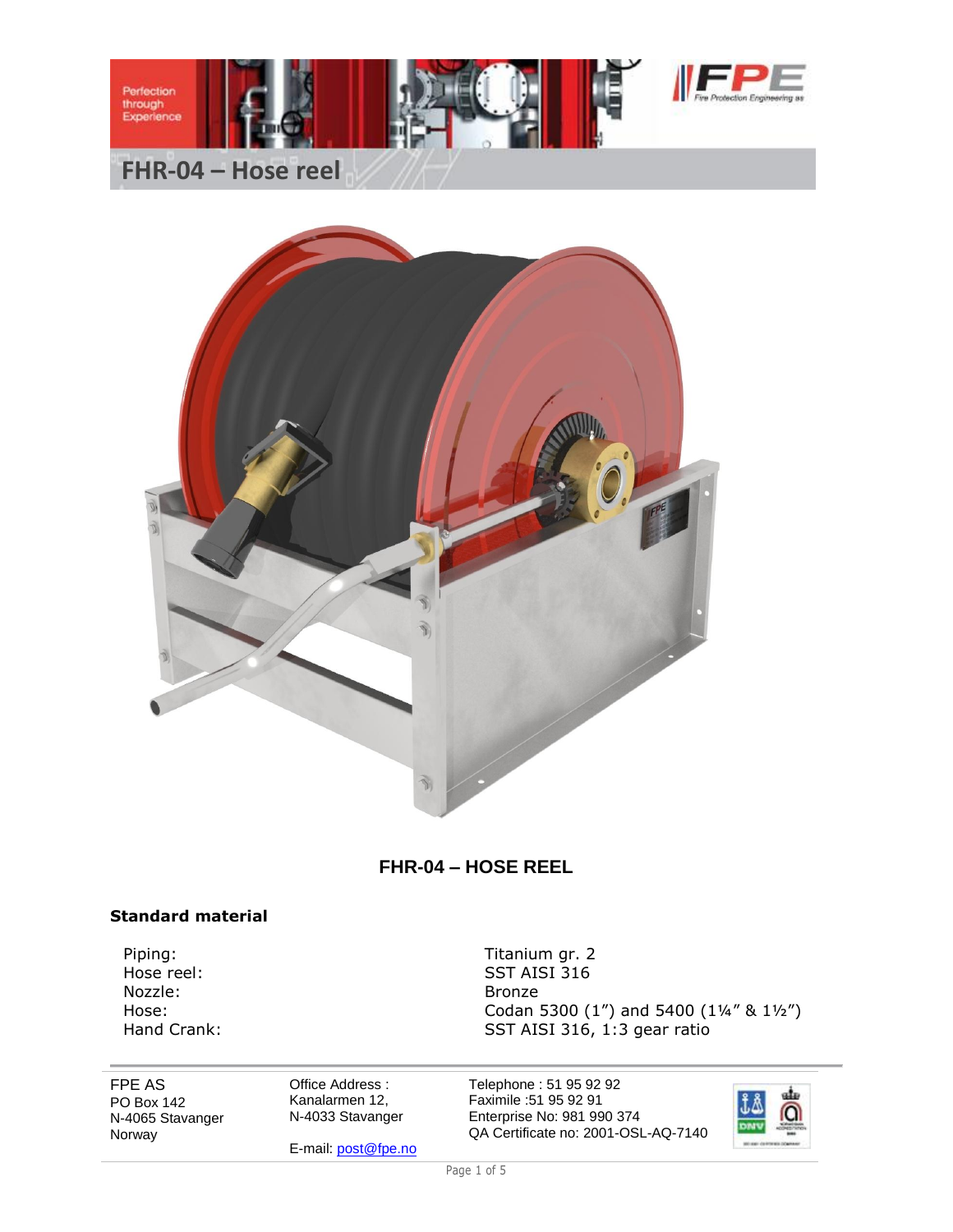# FHR-04 – Hose reel

**FHR-04 – HOSE REEL**

### Standard material

| | |
|---|---|
| Piping: | Titanium gr. 2 |
| Hose reel: | SST AISI 316 |
| Nozzle: | Bronze |
| Hose: | Codan 5300 (1”) and 5400 (1¼” & 1½”) |
| Hand Crank: | SST AISI 316, 1:3 gear ratio |

FPE AS
PO Box 142
N-4065 Stavanger
Norway

Office Address :
Kanalarmen 12,
N-4033 Stavanger

E-mail: post@fpe.no

Telephone : 51 95 92 92
Faximile :51 95 92 91
Enterprise No: 981 990 374
QA Certificate no: 2001-OSL-AQ-7140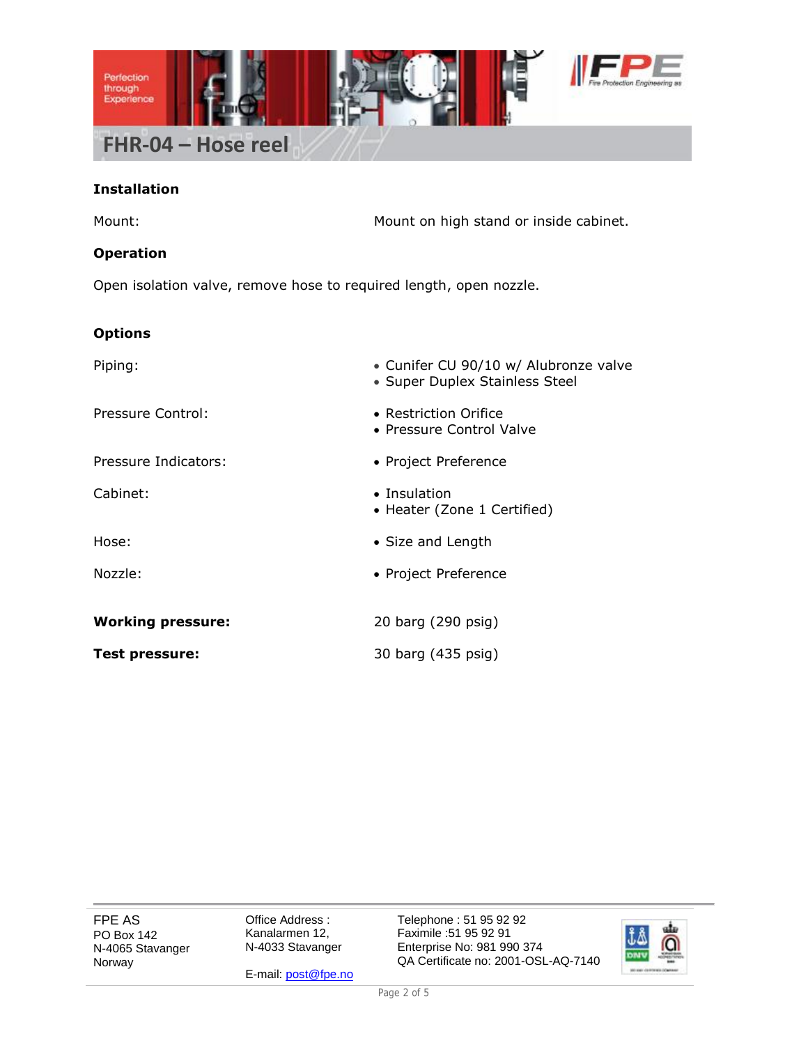# FHR-04 – Hose reel

**Installation**

| | |
|---|---|
| Mount: | Mount on high stand or inside cabinet. |

**Operation**

Open isolation valve, remove hose to required length, open nozzle.

**Options**

| | |
|---|---|
| Piping: | • Cunifer CU 90/10 w/ Alubronze valve<br>• Super Duplex Stainless Steel |
| Pressure Control: | • Restriction Orifice<br>• Pressure Control Valve |
| Pressure Indicators: | • Project Preference |
| Cabinet: | • Insulation<br>• Heater (Zone 1 Certified) |
| Hose: | • Size and Length |
| Nozzle: | • Project Preference |

| | |
|---|---|
| **Working pressure:** | 20 barg (290 psig) |
| **Test pressure:** | 30 barg (435 psig) |

FPE AS
PO Box 142
N-4065 Stavanger
Norway

Office Address :
Kanalarmen 12,
N-4033 Stavanger

E-mail: post@fpe.no

Telephone : 51 95 92 92
Faximile :51 95 92 91
Enterprise No: 981 990 374
QA Certificate no: 2001-OSL-AQ-7140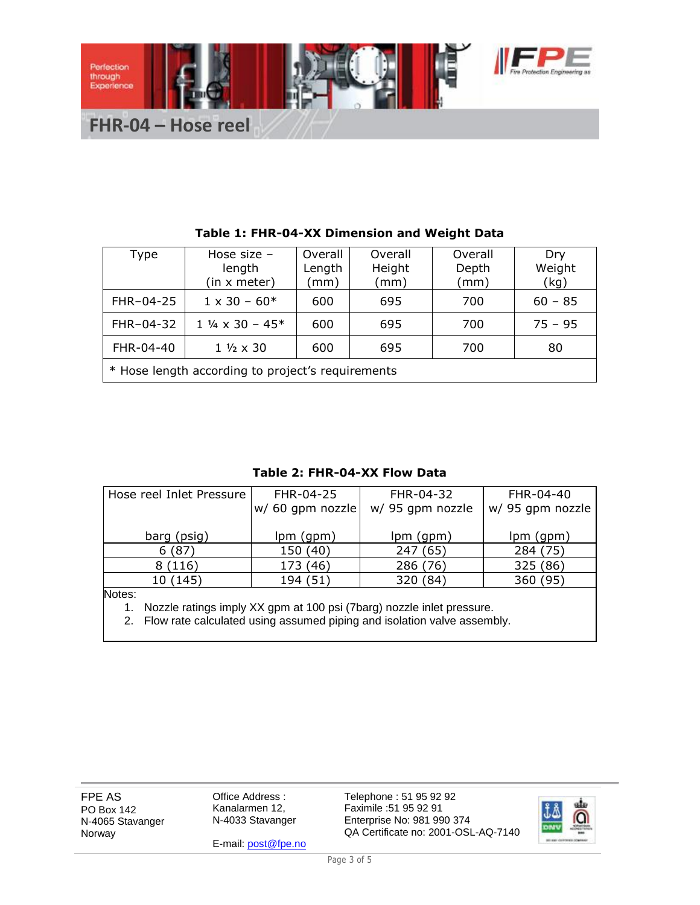# FHR-04 – Hose reel

**Table 1: FHR-04-XX Dimension and Weight Data**

| Type | Hose size – length (in x meter) | Overall Length (mm) | Overall Height (mm) | Overall Depth (mm) | Dry Weight (kg) |
|---|---|---|---|---|---|
| FHR–04-25 | 1 x 30 – 60* | 600 | 695 | 700 | 60 – 85 |
| FHR–04-32 | 1 ¼ x 30 – 45* | 600 | 695 | 700 | 75 – 95 |
| FHR-04-40 | 1 ½ x 30 | 600 | 695 | 700 | 80 |

\* Hose length according to project's requirements

**Table 2: FHR-04-XX Flow Data**

| Hose reel Inlet Pressure | FHR-04-25 w/ 60 gpm nozzle | FHR-04-32 w/ 95 gpm nozzle | FHR-04-40 w/ 95 gpm nozzle |
|---|---|---|---|
| barg (psig) | lpm (gpm) | lpm (gpm) | lpm (gpm) |
| 6 (87) | 150 (40) | 247 (65) | 284 (75) |
| 8 (116) | 173 (46) | 286 (76) | 325 (86) |
| 10 (145) | 194 (51) | 320 (84) | 360 (95) |

Notes:

1. Nozzle ratings imply XX gpm at 100 psi (7barg) nozzle inlet pressure.
2. Flow rate calculated using assumed piping and isolation valve assembly.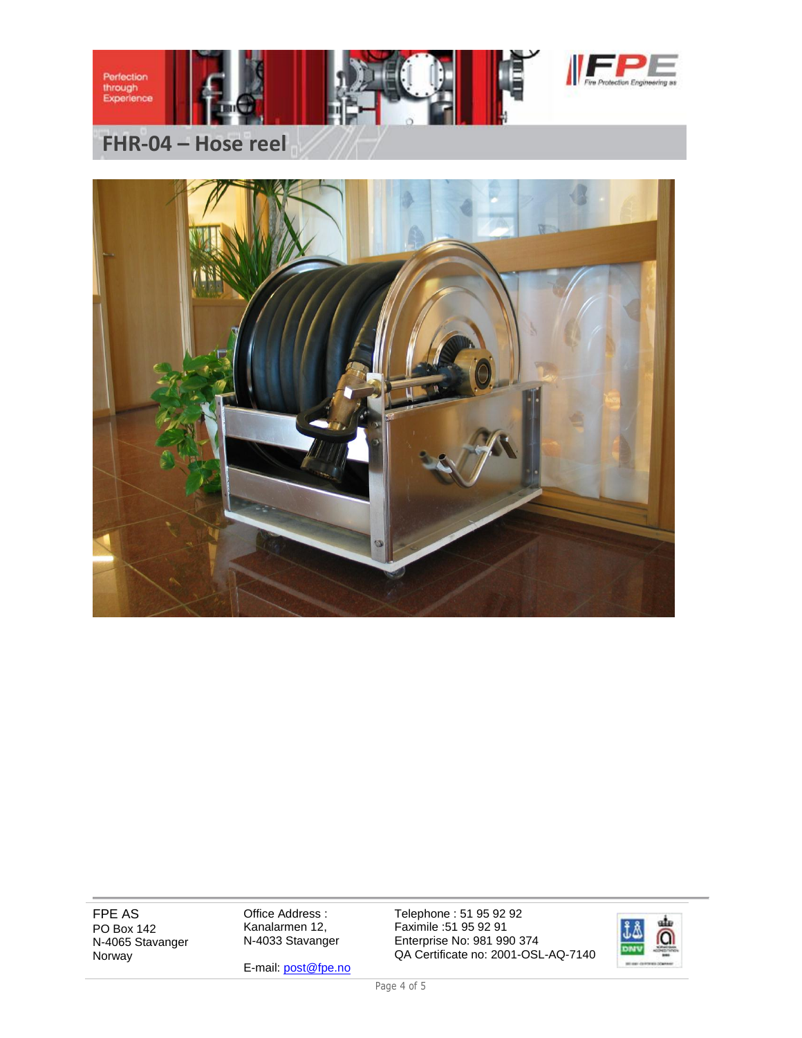# FHR-04 – Hose reel

FPE AS
PO Box 142
N-4065 Stavanger
Norway

Office Address :
Kanalarmen 12,
N-4033 Stavanger

E-mail: post@fpe.no

Telephone : 51 95 92 92
Faximile :51 95 92 91
Enterprise No: 981 990 374
QA Certificate no: 2001-OSL-AQ-7140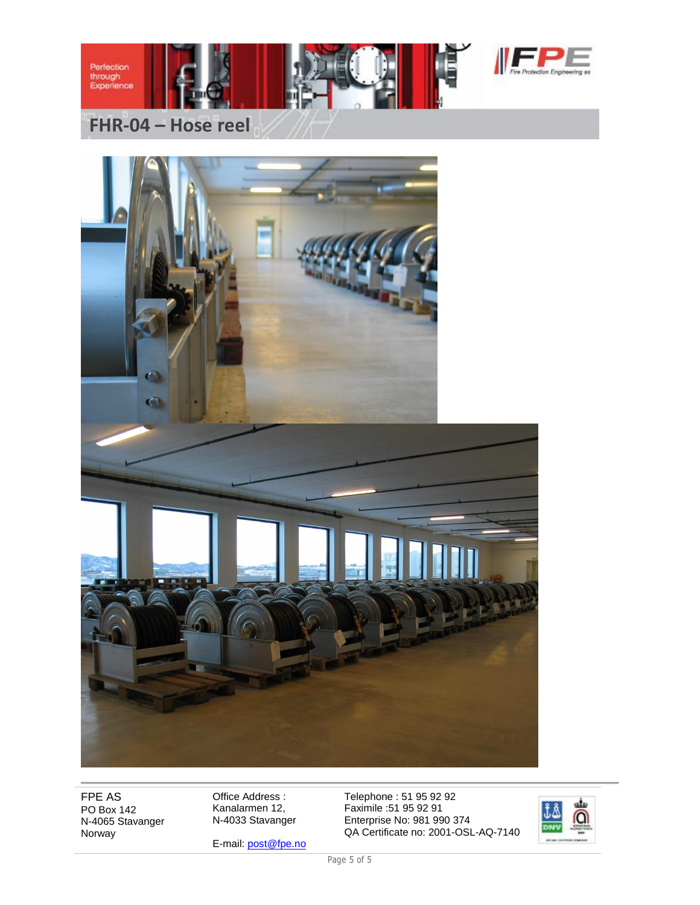# FHR-04 – Hose reel